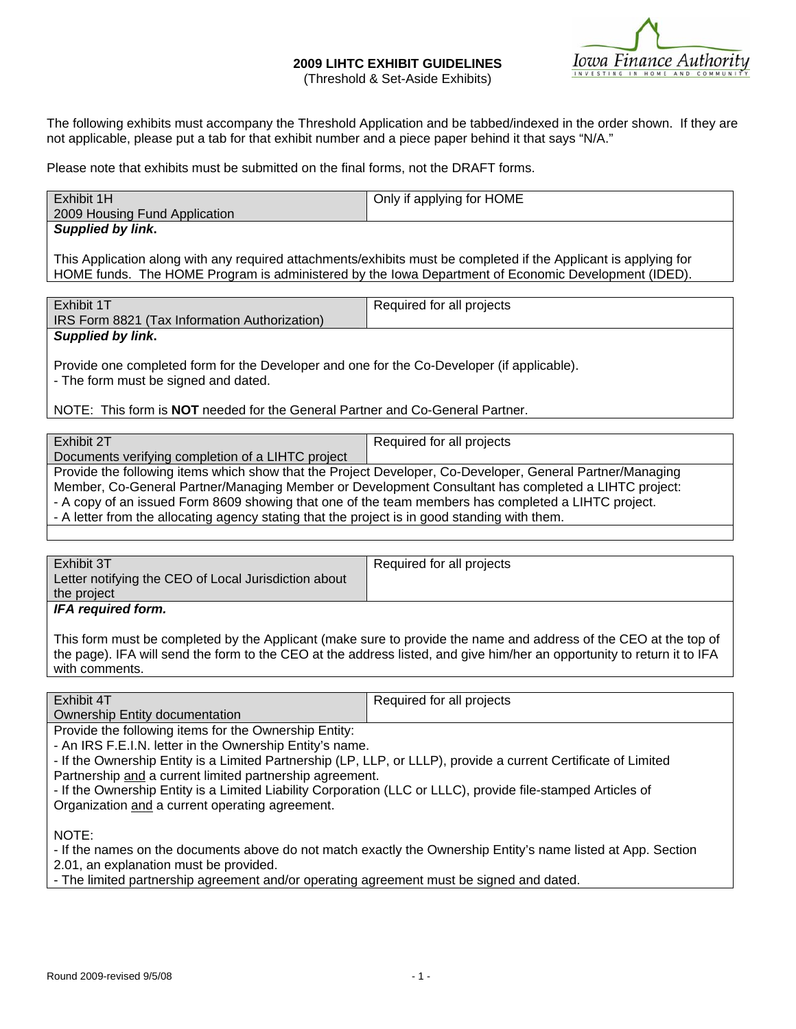# 2009 LIHTC EXHIBIT GUIDELINES

(Threshold & Set-Aside Exhibits)

The following exhibits must accompany the Threshold Application and be tabbed/indexed in the order shown. If they are not applicable, please put a tab for that exhibit number and a piece paper behind it that says "N/A."

Please note that exhibits must be submitted on the final forms, not the DRAFT forms.

| Exhibit 1H<br>2009 Housing Fund Application | Only if applying for HOME |
|---|---|

***Supplied by link*.**

This Application along with any required attachments/exhibits must be completed if the Applicant is applying for HOME funds. The HOME Program is administered by the Iowa Department of Economic Development (IDED).

| Exhibit 1T<br>IRS Form 8821 (Tax Information Authorization) | Required for all projects |
|---|---|

***Supplied by link*.**

Provide one completed form for the Developer and one for the Co-Developer (if applicable).
- The form must be signed and dated.

NOTE: This form is **NOT** needed for the General Partner and Co-General Partner.

| Exhibit 2T<br>Documents verifying completion of a LIHTC project | Required for all projects |
|---|---|

Provide the following items which show that the Project Developer, Co-Developer, General Partner/Managing Member, Co-General Partner/Managing Member or Development Consultant has completed a LIHTC project:
- A copy of an issued Form 8609 showing that one of the team members has completed a LIHTC project.
- A letter from the allocating agency stating that the project is in good standing with them.

| Exhibit 3T<br>Letter notifying the CEO of Local Jurisdiction about the project | Required for all projects |
|---|---|

***IFA required form.***

This form must be completed by the Applicant (make sure to provide the name and address of the CEO at the top of the page). IFA will send the form to the CEO at the address listed, and give him/her an opportunity to return it to IFA with comments.

| Exhibit 4T<br>Ownership Entity documentation | Required for all projects |
|---|---|

Provide the following items for the Ownership Entity:
- An IRS F.E.I.N. letter in the Ownership Entity's name.
- If the Ownership Entity is a Limited Partnership (LP, LLP, or LLLP), provide a current Certificate of Limited Partnership <u>and</u> a current limited partnership agreement.
- If the Ownership Entity is a Limited Liability Corporation (LLC or LLLC), provide file-stamped Articles of Organization <u>and</u> a current operating agreement.

NOTE:
- If the names on the documents above do not match exactly the Ownership Entity's name listed at App. Section 2.01, an explanation must be provided.
- The limited partnership agreement and/or operating agreement must be signed and dated.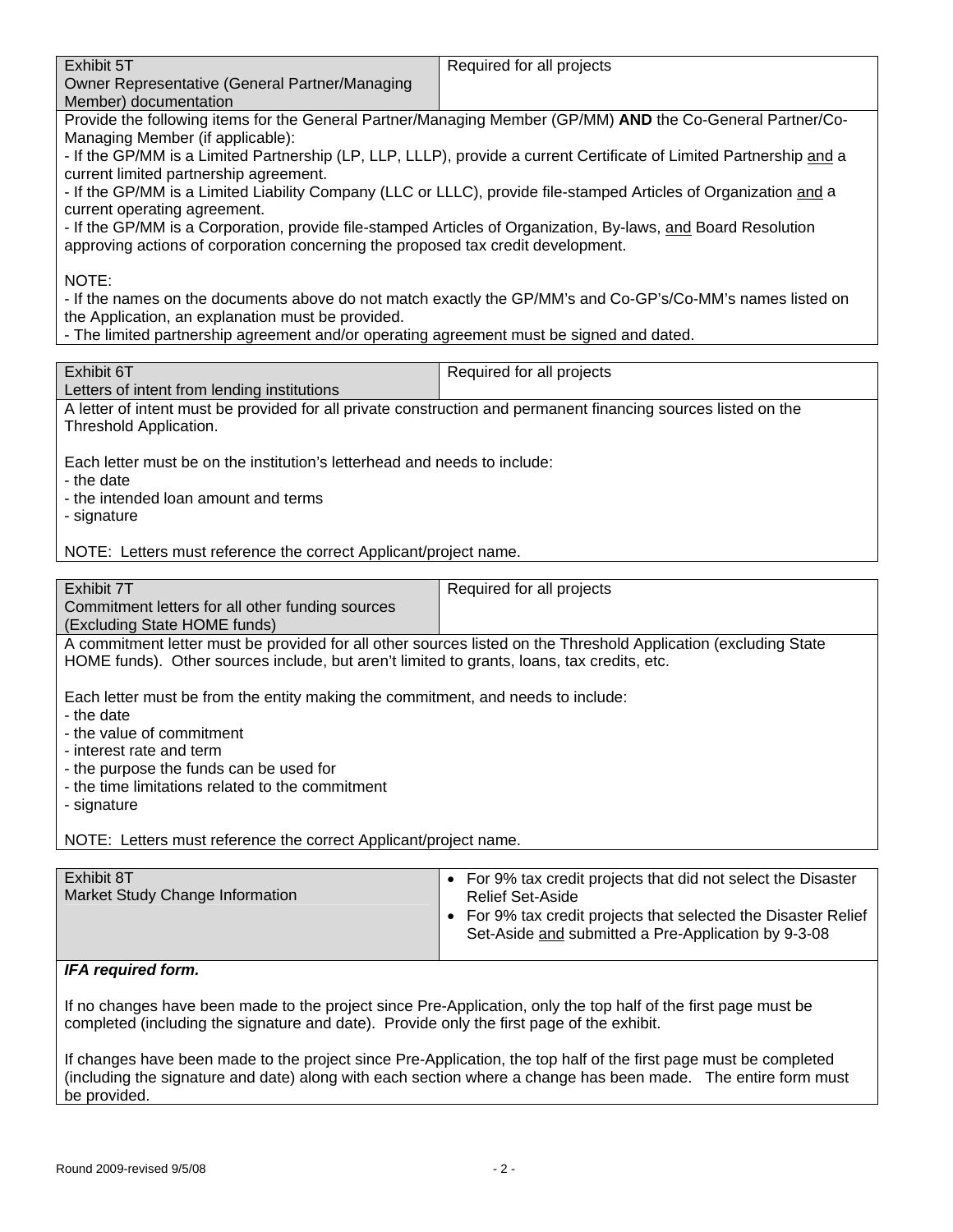| Exhibit 5T<br>Owner Representative (General Partner/Managing Member) documentation | Required for all projects |
|---|---|

Provide the following items for the General Partner/Managing Member (GP/MM) **AND** the Co-General Partner/Co-Managing Member (if applicable):

- If the GP/MM is a Limited Partnership (LP, LLP, LLLP), provide a current Certificate of Limited Partnership <u>and</u> a current limited partnership agreement.
- If the GP/MM is a Limited Liability Company (LLC or LLLC), provide file-stamped Articles of Organization <u>and</u> a current operating agreement.
- If the GP/MM is a Corporation, provide file-stamped Articles of Organization, By-laws, <u>and</u> Board Resolution approving actions of corporation concerning the proposed tax credit development.

NOTE:

- If the names on the documents above do not match exactly the GP/MM's and Co-GP's/Co-MM's names listed on the Application, an explanation must be provided.
- The limited partnership agreement and/or operating agreement must be signed and dated.

| Exhibit 6T<br>Letters of intent from lending institutions | Required for all projects |
|---|---|

A letter of intent must be provided for all private construction and permanent financing sources listed on the Threshold Application.

Each letter must be on the institution's letterhead and needs to include:

- the date
- the intended loan amount and terms
- signature

NOTE: Letters must reference the correct Applicant/project name.

| Exhibit 7T<br>Commitment letters for all other funding sources (Excluding State HOME funds) | Required for all projects |
|---|---|

A commitment letter must be provided for all other sources listed on the Threshold Application (excluding State HOME funds). Other sources include, but aren't limited to grants, loans, tax credits, etc.

Each letter must be from the entity making the commitment, and needs to include:

- the date
- the value of commitment
- interest rate and term
- the purpose the funds can be used for
- the time limitations related to the commitment
- signature

NOTE: Letters must reference the correct Applicant/project name.

| Exhibit 8T<br>Market Study Change Information | • For 9% tax credit projects that did not select the Disaster Relief Set-Aside<br>• For 9% tax credit projects that selected the Disaster Relief Set-Aside <u>and</u> submitted a Pre-Application by 9-3-08 |
|---|---|

***IFA required form.***

If no changes have been made to the project since Pre-Application, only the top half of the first page must be completed (including the signature and date). Provide only the first page of the exhibit.

If changes have been made to the project since Pre-Application, the top half of the first page must be completed (including the signature and date) along with each section where a change has been made. The entire form must be provided.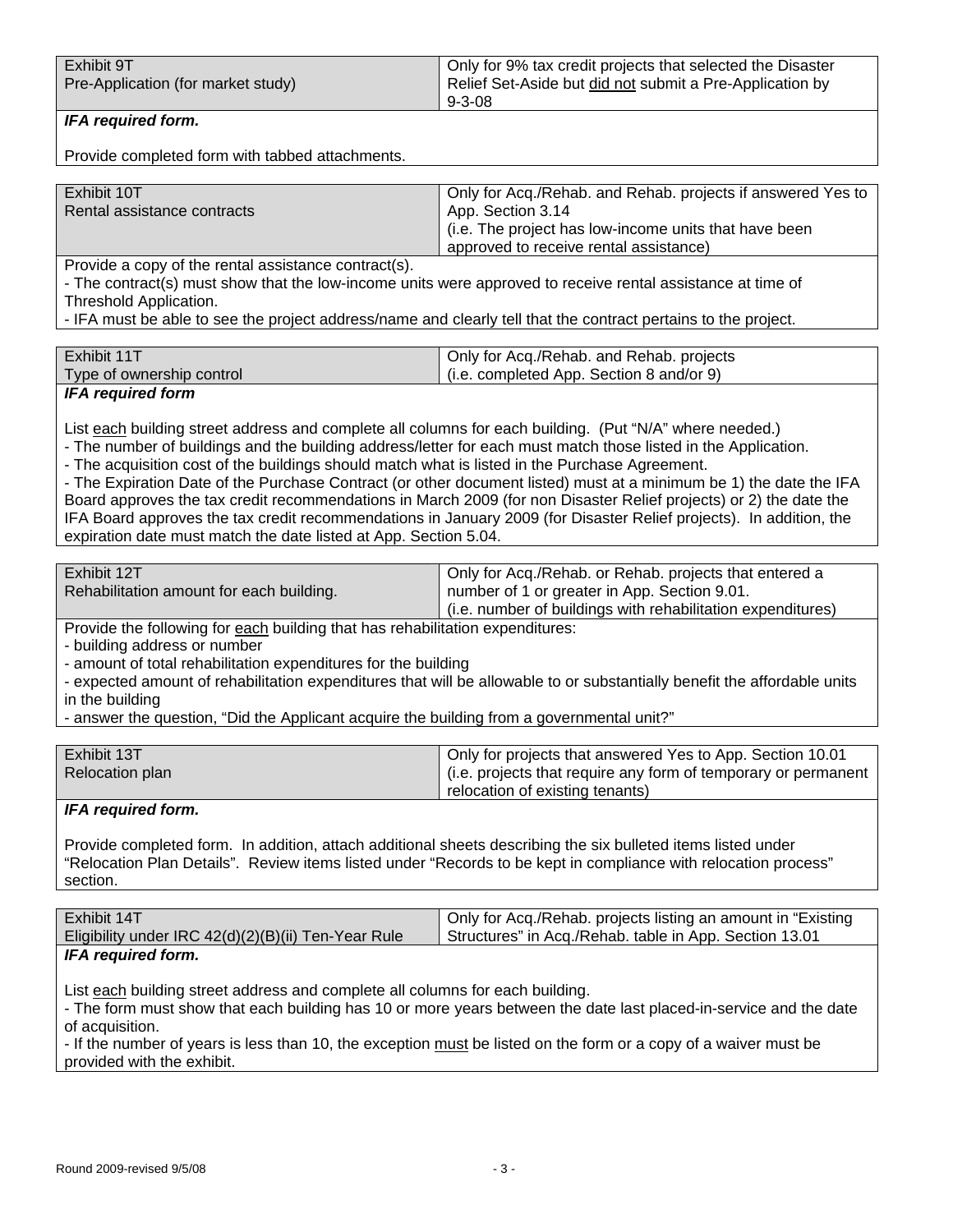| Exhibit 9T<br>Pre-Application (for market study) | Only for 9% tax credit projects that selected the Disaster Relief Set-Aside but did not submit a Pre-Application by 9-3-08 |
|---|---|

***IFA required form.***

Provide completed form with tabbed attachments.

| Exhibit 10T<br>Rental assistance contracts | Only for Acq./Rehab. and Rehab. projects if answered Yes to App. Section 3.14<br>(i.e. The project has low-income units that have been approved to receive rental assistance) |
|---|---|

Provide a copy of the rental assistance contract(s).
- The contract(s) must show that the low-income units were approved to receive rental assistance at time of Threshold Application.
- IFA must be able to see the project address/name and clearly tell that the contract pertains to the project.

| Exhibit 11T<br>Type of ownership control | Only for Acq./Rehab. and Rehab. projects<br>(i.e. completed App. Section 8 and/or 9) |
|---|---|

***IFA required form***

List each building street address and complete all columns for each building. (Put "N/A" where needed.)
- The number of buildings and the building address/letter for each must match those listed in the Application.
- The acquisition cost of the buildings should match what is listed in the Purchase Agreement.
- The Expiration Date of the Purchase Contract (or other document listed) must at a minimum be 1) the date the IFA Board approves the tax credit recommendations in March 2009 (for non Disaster Relief projects) or 2) the date the IFA Board approves the tax credit recommendations in January 2009 (for Disaster Relief projects). In addition, the expiration date must match the date listed at App. Section 5.04.

| Exhibit 12T<br>Rehabilitation amount for each building. | Only for Acq./Rehab. or Rehab. projects that entered a number of 1 or greater in App. Section 9.01.<br>(i.e. number of buildings with rehabilitation expenditures) |
|---|---|

Provide the following for each building that has rehabilitation expenditures:
- building address or number
- amount of total rehabilitation expenditures for the building
- expected amount of rehabilitation expenditures that will be allowable to or substantially benefit the affordable units in the building
- answer the question, "Did the Applicant acquire the building from a governmental unit?"

| Exhibit 13T<br>Relocation plan | Only for projects that answered Yes to App. Section 10.01<br>(i.e. projects that require any form of temporary or permanent relocation of existing tenants) |
|---|---|

***IFA required form.***

Provide completed form. In addition, attach additional sheets describing the six bulleted items listed under "Relocation Plan Details". Review items listed under "Records to be kept in compliance with relocation process" section.

| Exhibit 14T<br>Eligibility under IRC 42(d)(2)(B)(ii) Ten-Year Rule | Only for Acq./Rehab. projects listing an amount in "Existing Structures" in Acq./Rehab. table in App. Section 13.01 |
|---|---|

***IFA required form.***

List each building street address and complete all columns for each building.
- The form must show that each building has 10 or more years between the date last placed-in-service and the date of acquisition.
- If the number of years is less than 10, the exception must be listed on the form or a copy of a waiver must be provided with the exhibit.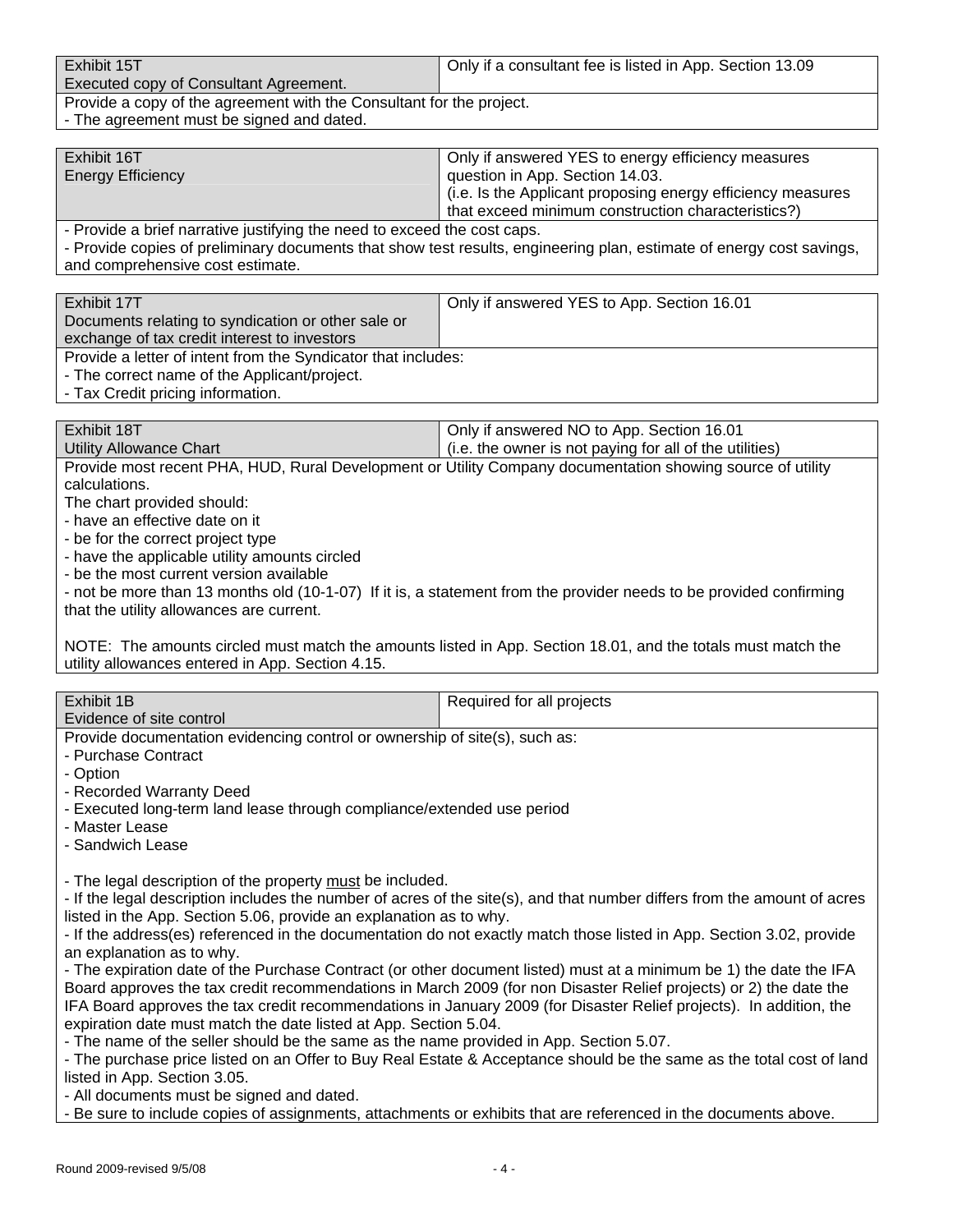| Exhibit 15T<br>Executed copy of Consultant Agreement. | Only if a consultant fee is listed in App. Section 13.09 |
|---|---|

Provide a copy of the agreement with the Consultant for the project.
- The agreement must be signed and dated.

| Exhibit 16T<br>Energy Efficiency | Only if answered YES to energy efficiency measures question in App. Section 14.03.<br>(i.e. Is the Applicant proposing energy efficiency measures that exceed minimum construction characteristics?) |
|---|---|

- Provide a brief narrative justifying the need to exceed the cost caps.
- Provide copies of preliminary documents that show test results, engineering plan, estimate of energy cost savings, and comprehensive cost estimate.

| Exhibit 17T<br>Documents relating to syndication or other sale or exchange of tax credit interest to investors | Only if answered YES to App. Section 16.01 |
|---|---|

Provide a letter of intent from the Syndicator that includes:
- The correct name of the Applicant/project.
- Tax Credit pricing information.

| Exhibit 18T<br>Utility Allowance Chart | Only if answered NO to App. Section 16.01<br>(i.e. the owner is not paying for all of the utilities) |
|---|---|

Provide most recent PHA, HUD, Rural Development or Utility Company documentation showing source of utility calculations.
The chart provided should:
- have an effective date on it
- be for the correct project type
- have the applicable utility amounts circled
- be the most current version available
- not be more than 13 months old (10-1-07) If it is, a statement from the provider needs to be provided confirming that the utility allowances are current.

NOTE: The amounts circled must match the amounts listed in App. Section 18.01, and the totals must match the utility allowances entered in App. Section 4.15.

| Exhibit 1B<br>Evidence of site control | Required for all projects |
|---|---|

Provide documentation evidencing control or ownership of site(s), such as:
- Purchase Contract
- Option
- Recorded Warranty Deed
- Executed long-term land lease through compliance/extended use period
- Master Lease
- Sandwich Lease

- The legal description of the property <u>must</u> be included.
- If the legal description includes the number of acres of the site(s), and that number differs from the amount of acres listed in the App. Section 5.06, provide an explanation as to why.
- If the address(es) referenced in the documentation do not exactly match those listed in App. Section 3.02, provide an explanation as to why.
- The expiration date of the Purchase Contract (or other document listed) must at a minimum be 1) the date the IFA Board approves the tax credit recommendations in March 2009 (for non Disaster Relief projects) or 2) the date the IFA Board approves the tax credit recommendations in January 2009 (for Disaster Relief projects). In addition, the expiration date must match the date listed at App. Section 5.04.
- The name of the seller should be the same as the name provided in App. Section 5.07.
- The purchase price listed on an Offer to Buy Real Estate & Acceptance should be the same as the total cost of land listed in App. Section 3.05.
- All documents must be signed and dated.
- Be sure to include copies of assignments, attachments or exhibits that are referenced in the documents above.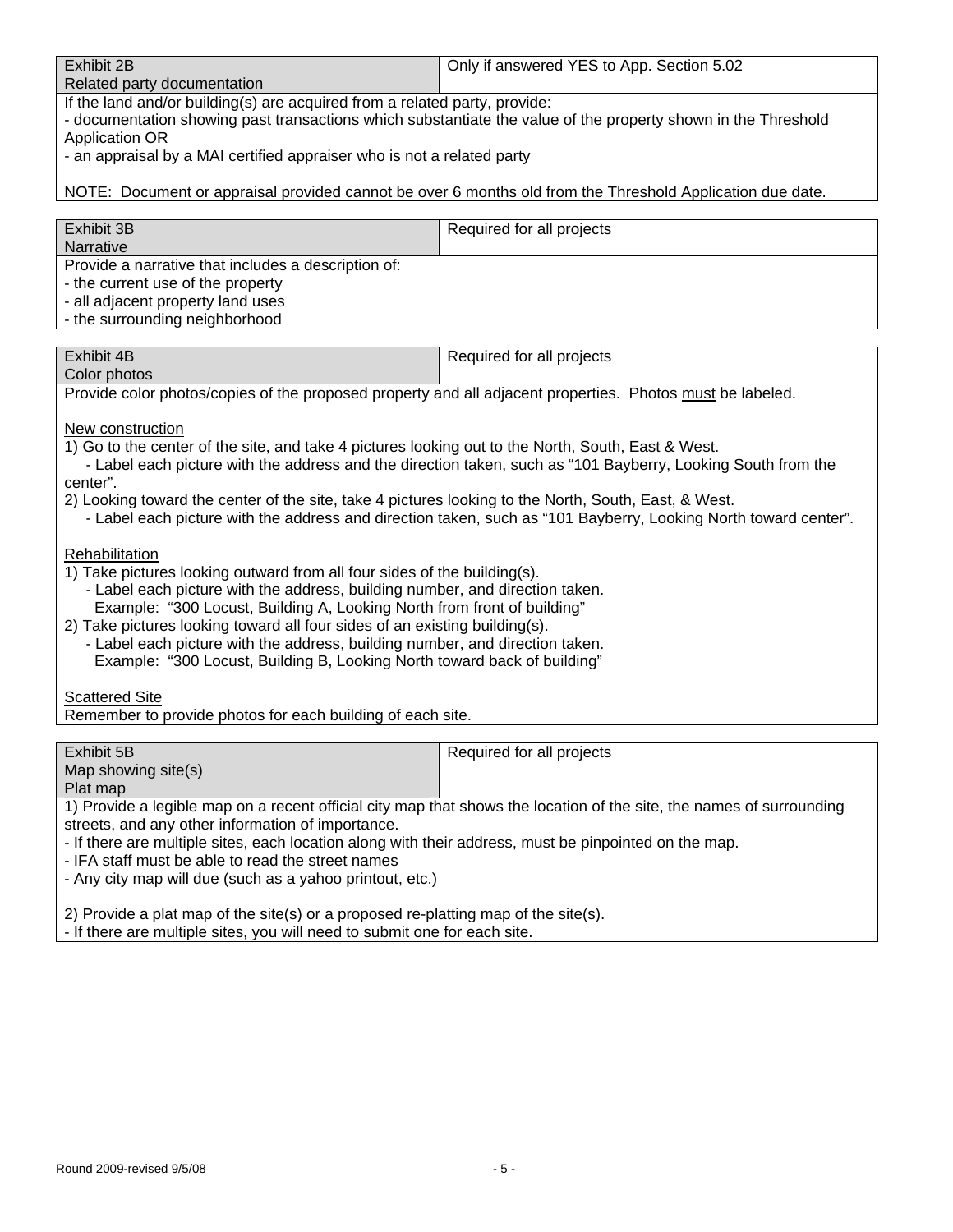| Exhibit 2B<br>Related party documentation | Only if answered YES to App. Section 5.02 |
|---|---|

If the land and/or building(s) are acquired from a related party, provide:
- documentation showing past transactions which substantiate the value of the property shown in the Threshold Application OR
- an appraisal by a MAI certified appraiser who is not a related party

NOTE: Document or appraisal provided cannot be over 6 months old from the Threshold Application due date.

| Exhibit 3B<br>Narrative | Required for all projects |
|---|---|

Provide a narrative that includes a description of:
- the current use of the property
- all adjacent property land uses
- the surrounding neighborhood

| Exhibit 4B<br>Color photos | Required for all projects |
|---|---|

Provide color photos/copies of the proposed property and all adjacent properties. Photos <u>must</u> be labeled.

<u>New construction</u>

1) Go to the center of the site, and take 4 pictures looking out to the North, South, East & West.
   - Label each picture with the address and the direction taken, such as "101 Bayberry, Looking South from the center".
2) Looking toward the center of the site, take 4 pictures looking to the North, South, East, & West.
   - Label each picture with the address and direction taken, such as "101 Bayberry, Looking North toward center".

<u>Rehabilitation</u>

1) Take pictures looking outward from all four sides of the building(s).
   - Label each picture with the address, building number, and direction taken.
     Example: "300 Locust, Building A, Looking North from front of building"
2) Take pictures looking toward all four sides of an existing building(s).
   - Label each picture with the address, building number, and direction taken.
     Example: "300 Locust, Building B, Looking North toward back of building"

<u>Scattered Site</u>

Remember to provide photos for each building of each site.

| Exhibit 5B<br>Map showing site(s)<br>Plat map | Required for all projects |
|---|---|

1) Provide a legible map on a recent official city map that shows the location of the site, the names of surrounding streets, and any other information of importance.
- If there are multiple sites, each location along with their address, must be pinpointed on the map.
- IFA staff must be able to read the street names
- Any city map will due (such as a yahoo printout, etc.)

2) Provide a plat map of the site(s) or a proposed re-platting map of the site(s).
- If there are multiple sites, you will need to submit one for each site.

Round 2009-revised 9/5/08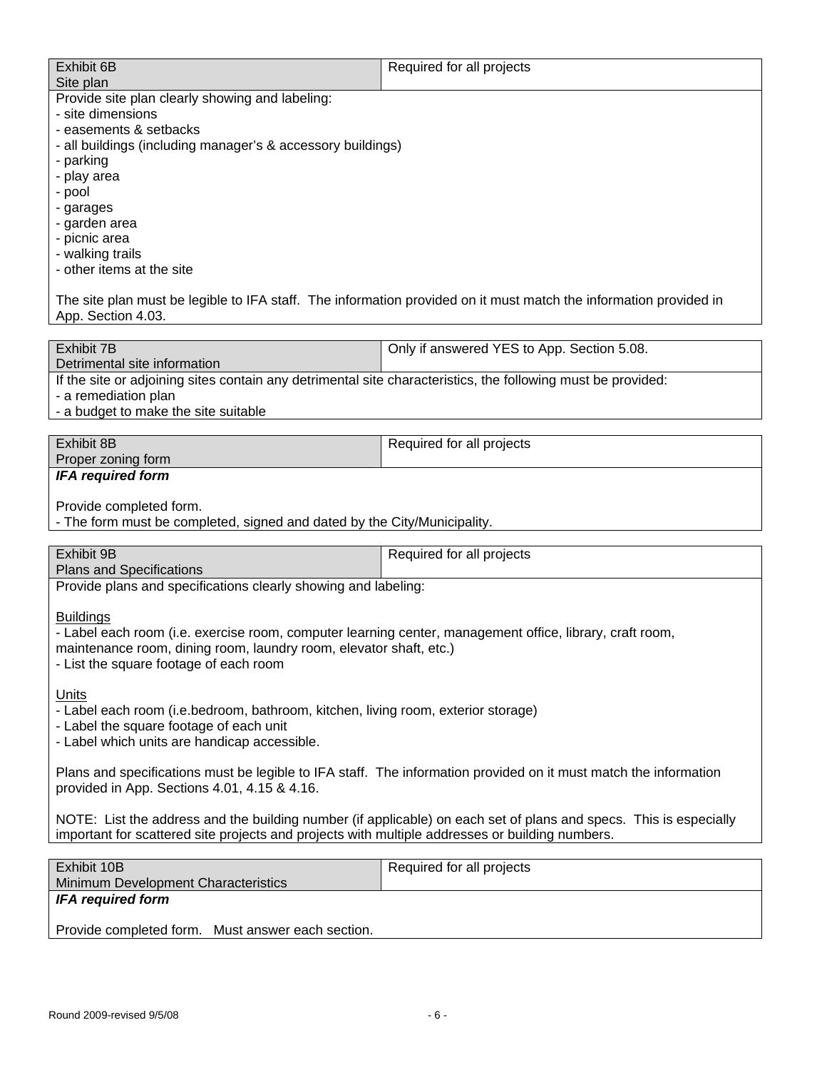| Exhibit 6B<br>Site plan | Required for all projects |
|---|---|

Provide site plan clearly showing and labeling:
- site dimensions
- easements & setbacks
- all buildings (including manager's & accessory buildings)
- parking
- play area
- pool
- garages
- garden area
- picnic area
- walking trails
- other items at the site

The site plan must be legible to IFA staff. The information provided on it must match the information provided in App. Section 4.03.

| Exhibit 7B<br>Detrimental site information | Only if answered YES to App. Section 5.08. |
|---|---|

If the site or adjoining sites contain any detrimental site characteristics, the following must be provided:
- a remediation plan
- a budget to make the site suitable

| Exhibit 8B<br>Proper zoning form | Required for all projects |
|---|---|

***IFA required form***

Provide completed form.
- The form must be completed, signed and dated by the City/Municipality.

| Exhibit 9B<br>Plans and Specifications | Required for all projects |
|---|---|

Provide plans and specifications clearly showing and labeling:

Buildings
- Label each room (i.e. exercise room, computer learning center, management office, library, craft room, maintenance room, dining room, laundry room, elevator shaft, etc.)
- List the square footage of each room

Units
- Label each room (i.e.bedroom, bathroom, kitchen, living room, exterior storage)
- Label the square footage of each unit
- Label which units are handicap accessible.

Plans and specifications must be legible to IFA staff. The information provided on it must match the information provided in App. Sections 4.01, 4.15 & 4.16.

NOTE: List the address and the building number (if applicable) on each set of plans and specs. This is especially important for scattered site projects and projects with multiple addresses or building numbers.

| Exhibit 10B<br>Minimum Development Characteristics | Required for all projects |
|---|---|

***IFA required form***

Provide completed form. Must answer each section.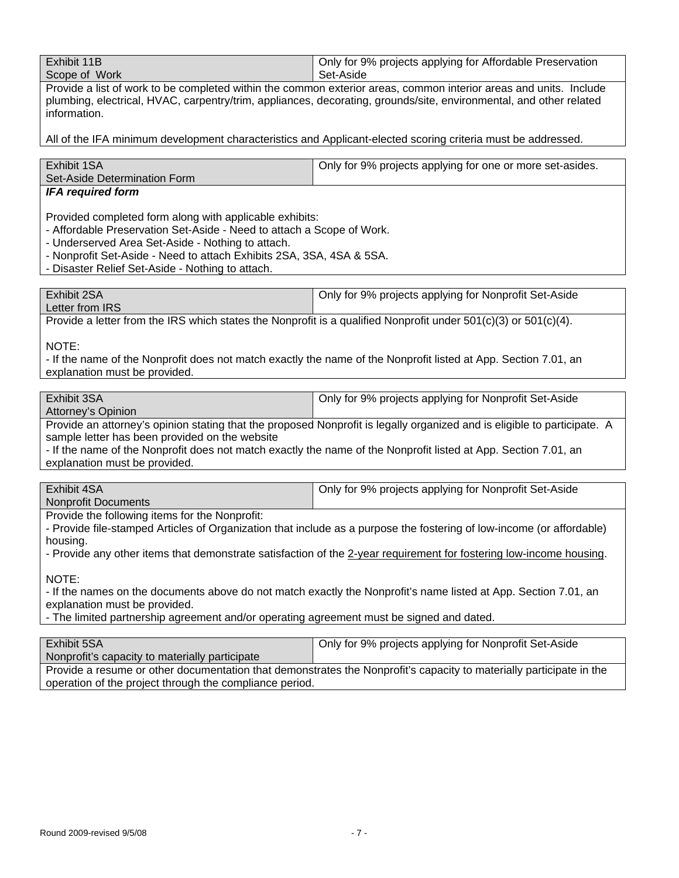| Exhibit 11B<br>Scope of Work | Only for 9% projects applying for Affordable Preservation Set-Aside |
|---|---|

Provide a list of work to be completed within the common exterior areas, common interior areas and units. Include plumbing, electrical, HVAC, carpentry/trim, appliances, decorating, grounds/site, environmental, and other related information.

All of the IFA minimum development characteristics and Applicant-elected scoring criteria must be addressed.

| Exhibit 1SA<br>Set-Aside Determination Form | Only for 9% projects applying for one or more set-asides. |
|---|---|

***IFA required form***

Provided completed form along with applicable exhibits:
- Affordable Preservation Set-Aside - Need to attach a Scope of Work.
- Underserved Area Set-Aside - Nothing to attach.
- Nonprofit Set-Aside - Need to attach Exhibits 2SA, 3SA, 4SA & 5SA.
- Disaster Relief Set-Aside - Nothing to attach.

| Exhibit 2SA<br>Letter from IRS | Only for 9% projects applying for Nonprofit Set-Aside |
|---|---|

Provide a letter from the IRS which states the Nonprofit is a qualified Nonprofit under 501(c)(3) or 501(c)(4).

NOTE:
- If the name of the Nonprofit does not match exactly the name of the Nonprofit listed at App. Section 7.01, an explanation must be provided.

| Exhibit 3SA<br>Attorney's Opinion | Only for 9% projects applying for Nonprofit Set-Aside |
|---|---|

Provide an attorney's opinion stating that the proposed Nonprofit is legally organized and is eligible to participate. A sample letter has been provided on the website
- If the name of the Nonprofit does not match exactly the name of the Nonprofit listed at App. Section 7.01, an explanation must be provided.

| Exhibit 4SA<br>Nonprofit Documents | Only for 9% projects applying for Nonprofit Set-Aside |
|---|---|

Provide the following items for the Nonprofit:
- Provide file-stamped Articles of Organization that include as a purpose the fostering of low-income (or affordable) housing.
- Provide any other items that demonstrate satisfaction of the 2-year requirement for fostering low-income housing.

NOTE:
- If the names on the documents above do not match exactly the Nonprofit's name listed at App. Section 7.01, an explanation must be provided.
- The limited partnership agreement and/or operating agreement must be signed and dated.

| Exhibit 5SA<br>Nonprofit's capacity to materially participate | Only for 9% projects applying for Nonprofit Set-Aside |
|---|---|

Provide a resume or other documentation that demonstrates the Nonprofit's capacity to materially participate in the operation of the project through the compliance period.